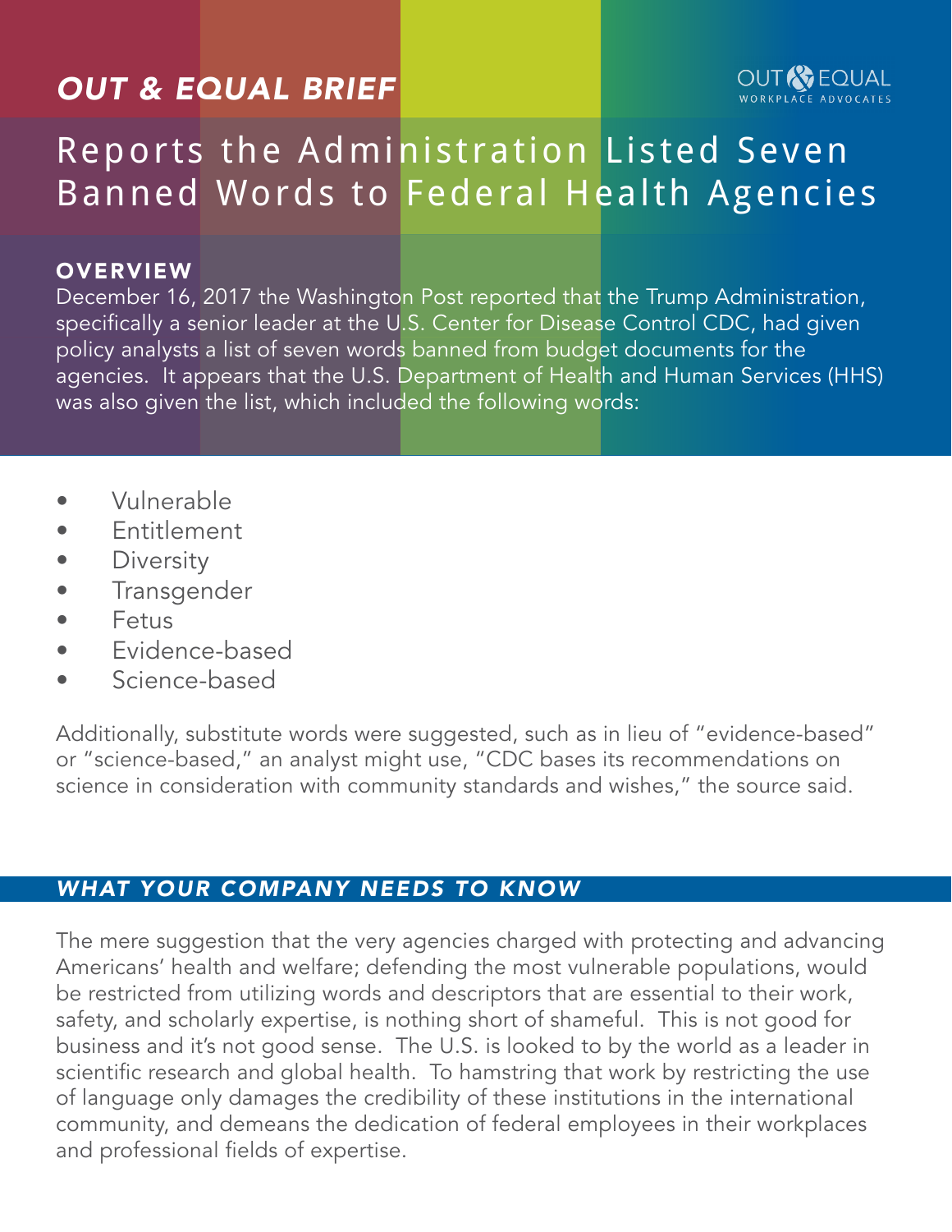*OUT & EQUAL BRIEF*

OUT & EQUAL WORKPLACE ADVOCATES

# Reports the Administration Listed Seven Banned Words to Federal Health Agencies

## OVERVIEW

December 16, 2017 the Washington Post reported that the Trump Administration, specifically a senior leader at the U.S. Center for Disease Control CDC, had given policy analysts a list of seven words banned from budget documents for the agencies. It appears that the U.S. Department of Health and Human Services (HHS) was also given the list, which included the following words:

- Vulnerable
- Entitlement
- Diversity
- Transgender
- Fetus
- Evidence-based
- Science-based

Additionally, substitute words were suggested, such as in lieu of "evidence-based" or "science-based," an analyst might use, "CDC bases its recommendations on science in consideration with community standards and wishes," the source said.

## *WHAT YOUR COMPANY NEEDS TO KNOW*

The mere suggestion that the very agencies charged with protecting and advancing Americans' health and welfare; defending the most vulnerable populations, would be restricted from utilizing words and descriptors that are essential to their work, safety, and scholarly expertise, is nothing short of shameful. This is not good for business and it's not good sense. The U.S. is looked to by the world as a leader in scientific research and global health. To hamstring that work by restricting the use of language only damages the credibility of these institutions in the international community, and demeans the dedication of federal employees in their workplaces and professional fields of expertise.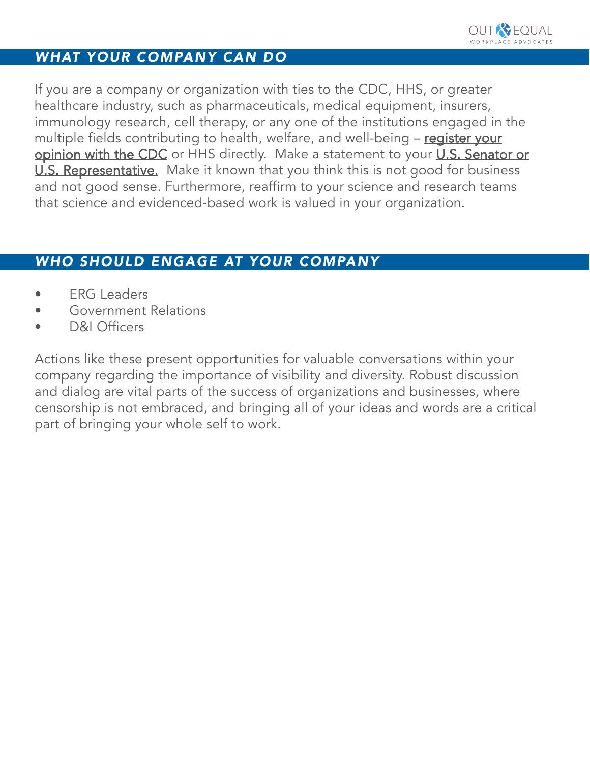## *WHAT YOUR COMPANY CAN DO*

If you are a company or organization with ties to the CDC, HHS, or greater healthcare industry, such as pharmaceuticals, medical equipment, insurers, immunology research, cell therapy, or any one of the institutions engaged in the multiple fields contributing to health, welfare, and well-being – register your opinion with the CDC or HHS directly. Make a statement to your U.S. Senator or U.S. Representative. Make it known that you think this is not good for business and not good sense. Furthermore, reaffirm to your science and research teams that science and evidenced-based work is valued in your organization.

## *WHO SHOULD ENGAGE AT YOUR COMPANY*

- ERG Leaders
- Government Relations
- D&I Officers

Actions like these present opportunities for valuable conversations within your company regarding the importance of visibility and diversity. Robust discussion and dialog are vital parts of the success of organizations and businesses, where censorship is not embraced, and bringing all of your ideas and words are a critical part of bringing your whole self to work.